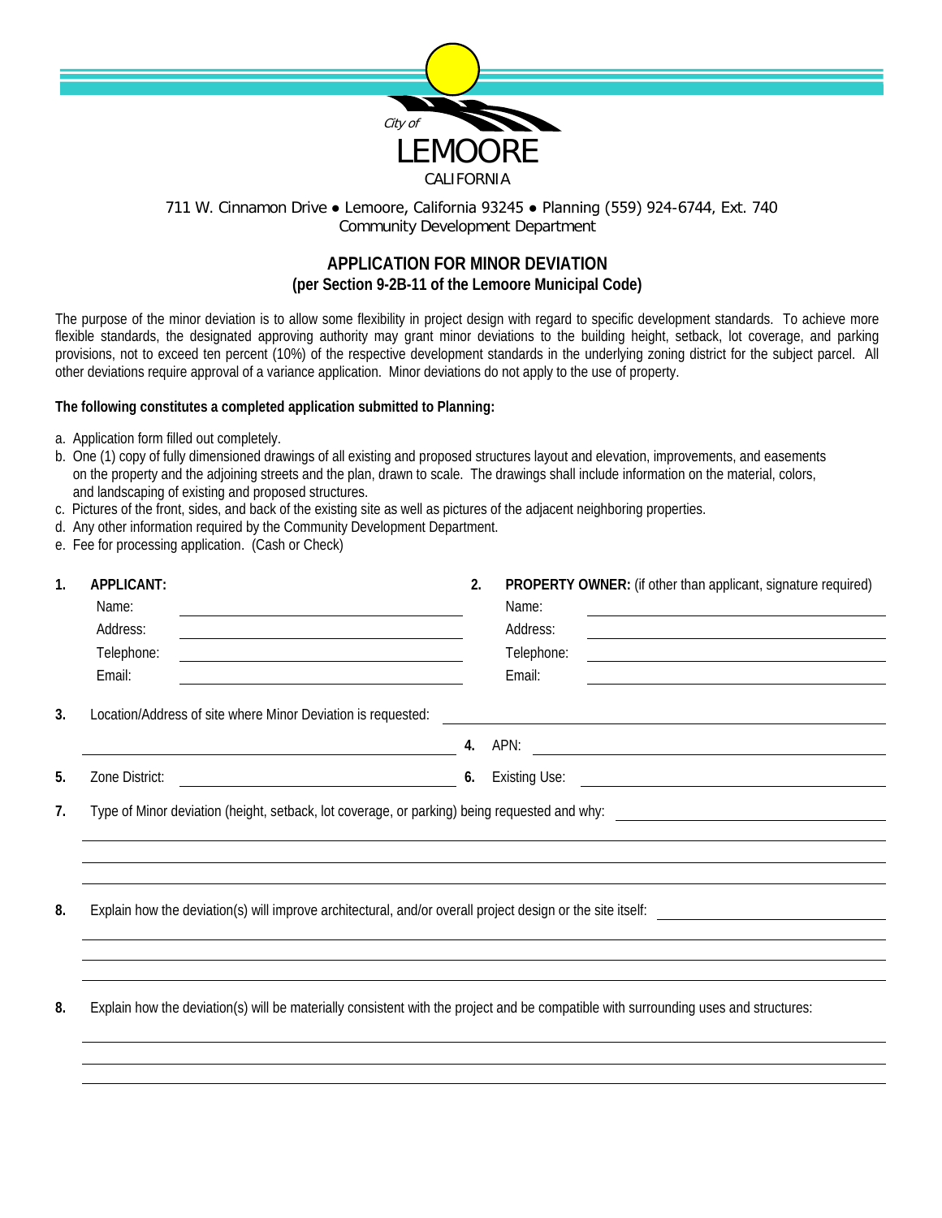City of
LEMOORE
CALIFORNIA

711 W. Cinnamon Drive ● Lemoore, California 93245 ● Planning (559) 924-6744, Ext. 740
Community Development Department

# APPLICATION FOR MINOR DEVIATION
## (per Section 9-2B-11 of the Lemoore Municipal Code)

The purpose of the minor deviation is to allow some flexibility in project design with regard to specific development standards. To achieve more flexible standards, the designated approving authority may grant minor deviations to the building height, setback, lot coverage, and parking provisions, not to exceed ten percent (10%) of the respective development standards in the underlying zoning district for the subject parcel. All other deviations require approval of a variance application. Minor deviations do not apply to the use of property.

**The following constitutes a completed application submitted to Planning:**

a. Application form filled out completely.
b. One (1) copy of fully dimensioned drawings of all existing and proposed structures layout and elevation, improvements, and easements on the property and the adjoining streets and the plan, drawn to scale. The drawings shall include information on the material, colors, and landscaping of existing and proposed structures.
c. Pictures of the front, sides, and back of the existing site as well as pictures of the adjacent neighboring properties.
d. Any other information required by the Community Development Department.
e. Fee for processing application. (Cash or Check)

**1. APPLICANT:**
Name: ______________________
Address: ______________________
Telephone: ______________________
Email: ______________________

**2. PROPERTY OWNER:** (if other than applicant, signature required)
Name: ______________________
Address: ______________________
Telephone: ______________________
Email: ______________________

**3.** Location/Address of site where Minor Deviation is requested: ______________________

**4.** APN: ______________________

**5.** Zone District: ______________________

**6.** Existing Use: ______________________

**7.** Type of Minor deviation (height, setback, lot coverage, or parking) being requested and why: ______________________

______________________
______________________
______________________

**8.** Explain how the deviation(s) will improve architectural, and/or overall project design or the site itself: ______________________

______________________
______________________

**8.** Explain how the deviation(s) will be materially consistent with the project and be compatible with surrounding uses and structures:

______________________
______________________
______________________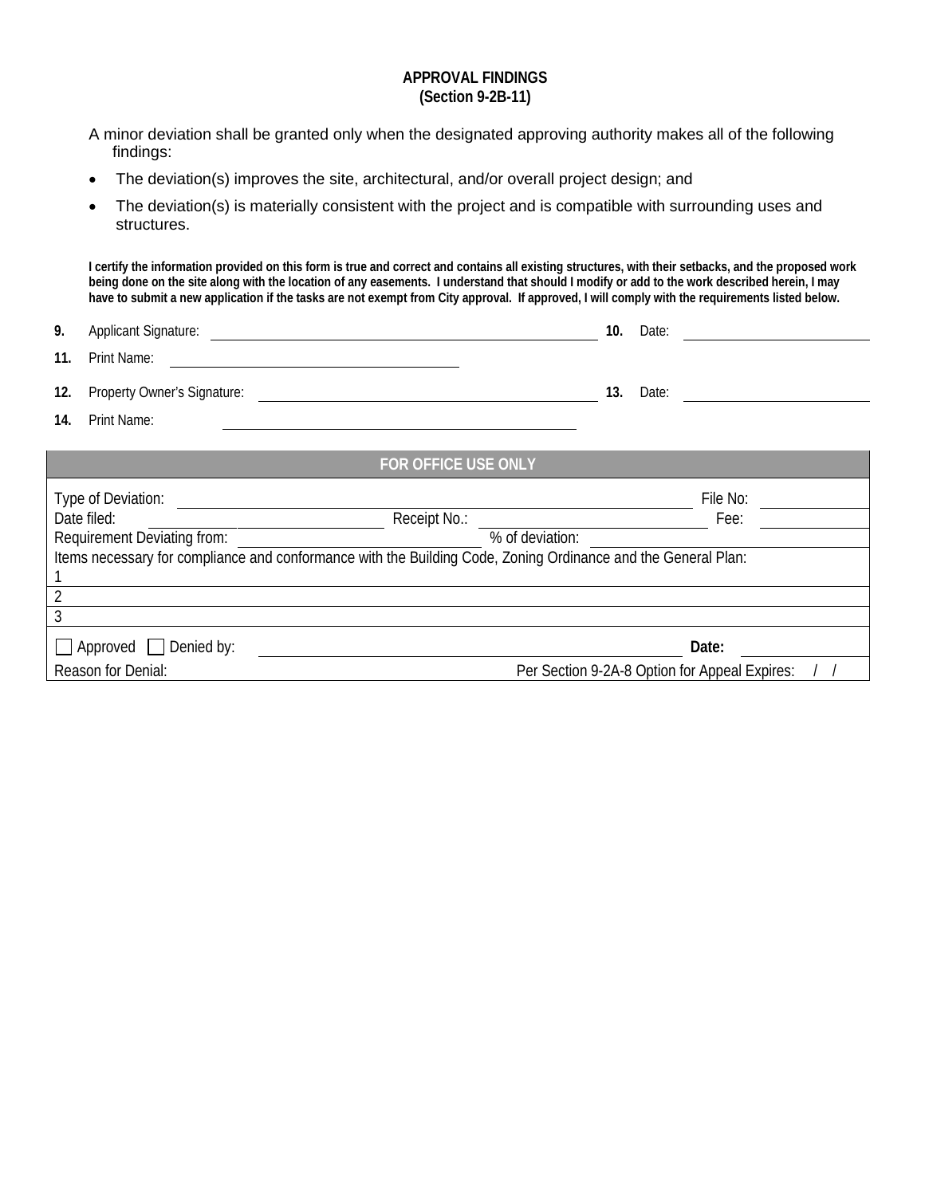**APPROVAL FINDINGS**
**(Section 9-2B-11)**

A minor deviation shall be granted only when the designated approving authority makes all of the following findings:

- The deviation(s) improves the site, architectural, and/or overall project design; and
- The deviation(s) is materially consistent with the project and is compatible with surrounding uses and structures.

**I certify the information provided on this form is true and correct and contains all existing structures, with their setbacks, and the proposed work being done on the site along with the location of any easements. I understand that should I modify or add to the work described herein, I may have to submit a new application if the tasks are not exempt from City approval. If approved, I will comply with the requirements listed below.**

**9.** Applicant Signature: ______________________ **10.** Date: ______________

**11.** Print Name: ______________________

**12.** Property Owner's Signature: ______________________ **13.** Date: ______________

**14.** Print Name: ______________________

| FOR OFFICE USE ONLY | | | |
|---|---|---|---|
| Type of Deviation: | | File No: | |
| Date filed: | Receipt No.: | | Fee: |
| Requirement Deviating from: | % of deviation: | | |
| Items necessary for compliance and conformance with the Building Code, Zoning Ordinance and the General Plan: | | | |
| 1 | | | |
| 2 | | | |
| 3 | | | |
| ☐ Approved ☐ Denied by: | | **Date:** | |
| Reason for Denial: | Per Section 9-2A-8 Option for Appeal Expires: / / | | |